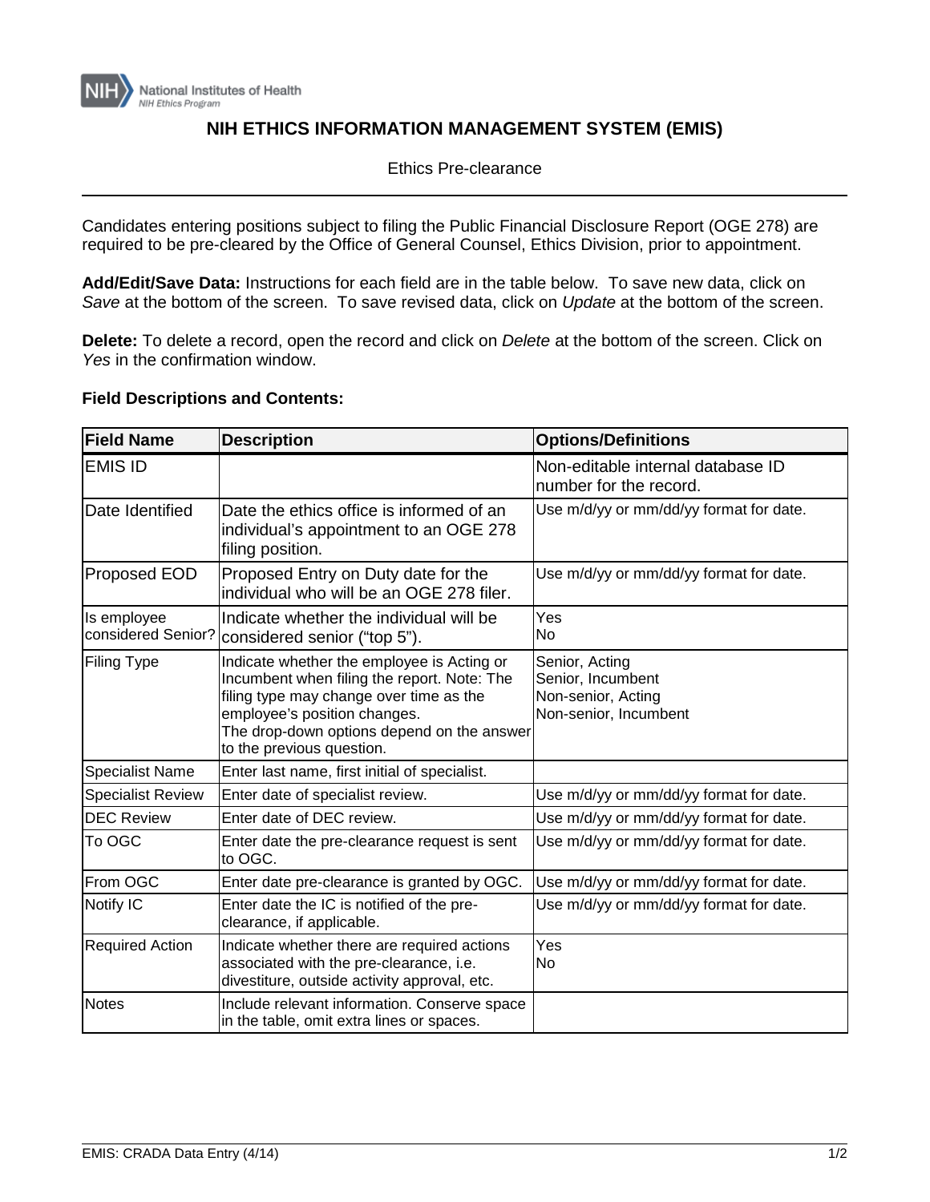National Institutes of Health
NIH Ethics Program

# NIH ETHICS INFORMATION MANAGEMENT SYSTEM (EMIS)

Ethics Pre-clearance

---

Candidates entering positions subject to filing the Public Financial Disclosure Report (OGE 278) are required to be pre-cleared by the Office of General Counsel, Ethics Division, prior to appointment.

**Add/Edit/Save Data:** Instructions for each field are in the table below. To save new data, click on *Save* at the bottom of the screen. To save revised data, click on *Update* at the bottom of the screen.

**Delete:** To delete a record, open the record and click on *Delete* at the bottom of the screen. Click on *Yes* in the confirmation window.

**Field Descriptions and Contents:**

| Field Name | Description | Options/Definitions |
|---|---|---|
| EMIS ID | | Non-editable internal database ID number for the record. |
| Date Identified | Date the ethics office is informed of an individual's appointment to an OGE 278 filing position. | Use m/d/yy or mm/dd/yy format for date. |
| Proposed EOD | Proposed Entry on Duty date for the individual who will be an OGE 278 filer. | Use m/d/yy or mm/dd/yy format for date. |
| Is employee considered Senior? | Indicate whether the individual will be considered senior ("top 5"). | Yes<br>No |
| Filing Type | Indicate whether the employee is Acting or Incumbent when filing the report. Note: The filing type may change over time as the employee's position changes.<br>The drop-down options depend on the answer to the previous question. | Senior, Acting<br>Senior, Incumbent<br>Non-senior, Acting<br>Non-senior, Incumbent |
| Specialist Name | Enter last name, first initial of specialist. | |
| Specialist Review | Enter date of specialist review. | Use m/d/yy or mm/dd/yy format for date. |
| DEC Review | Enter date of DEC review. | Use m/d/yy or mm/dd/yy format for date. |
| To OGC | Enter date the pre-clearance request is sent to OGC. | Use m/d/yy or mm/dd/yy format for date. |
| From OGC | Enter date pre-clearance is granted by OGC. | Use m/d/yy or mm/dd/yy format for date. |
| Notify IC | Enter date the IC is notified of the pre-clearance, if applicable. | Use m/d/yy or mm/dd/yy format for date. |
| Required Action | Indicate whether there are required actions associated with the pre-clearance, i.e. divestiture, outside activity approval, etc. | Yes<br>No |
| Notes | Include relevant information. Conserve space in the table, omit extra lines or spaces. | |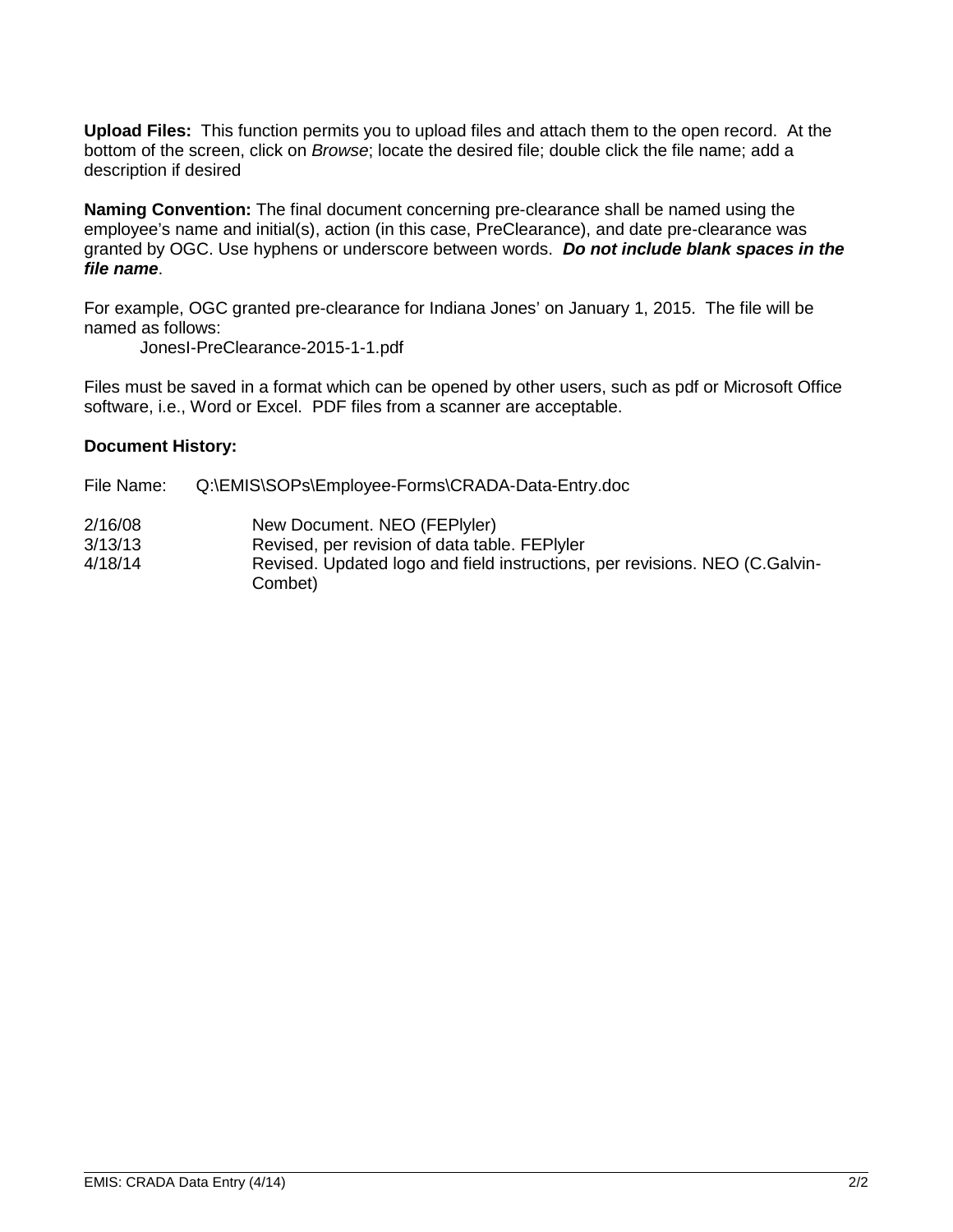**Upload Files:** This function permits you to upload files and attach them to the open record. At the bottom of the screen, click on *Browse*; locate the desired file; double click the file name; add a description if desired

**Naming Convention:** The final document concerning pre-clearance shall be named using the employee's name and initial(s), action (in this case, PreClearance), and date pre-clearance was granted by OGC. Use hyphens or underscore between words. ***Do not include blank spaces in the file name***.

For example, OGC granted pre-clearance for Indiana Jones' on January 1, 2015. The file will be named as follows:

JonesI-PreClearance-2015-1-1.pdf

Files must be saved in a format which can be opened by other users, such as pdf or Microsoft Office software, i.e., Word or Excel. PDF files from a scanner are acceptable.

**Document History:**

File Name: Q:\EMIS\SOPs\Employee-Forms\CRADA-Data-Entry.doc

| | |
|---|---|
| 2/16/08 | New Document. NEO (FEPlyler) |
| 3/13/13 | Revised, per revision of data table. FEPlyler |
| 4/18/14 | Revised. Updated logo and field instructions, per revisions. NEO (C.Galvin-Combet) |